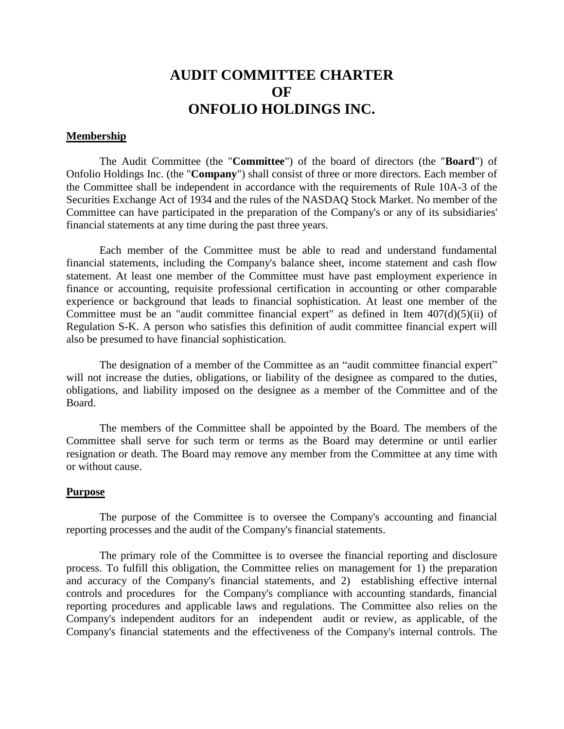# AUDIT COMMITTEE CHARTER OF ONFOLIO HOLDINGS INC.

## Membership

The Audit Committee (the "**Committee**") of the board of directors (the "**Board**") of Onfolio Holdings Inc. (the "**Company**") shall consist of three or more directors. Each member of the Committee shall be independent in accordance with the requirements of Rule 10A-3 of the Securities Exchange Act of 1934 and the rules of the NASDAQ Stock Market. No member of the Committee can have participated in the preparation of the Company's or any of its subsidiaries' financial statements at any time during the past three years.

Each member of the Committee must be able to read and understand fundamental financial statements, including the Company's balance sheet, income statement and cash flow statement. At least one member of the Committee must have past employment experience in finance or accounting, requisite professional certification in accounting or other comparable experience or background that leads to financial sophistication. At least one member of the Committee must be an "audit committee financial expert" as defined in Item 407(d)(5)(ii) of Regulation S-K. A person who satisfies this definition of audit committee financial expert will also be presumed to have financial sophistication.

The designation of a member of the Committee as an "audit committee financial expert" will not increase the duties, obligations, or liability of the designee as compared to the duties, obligations, and liability imposed on the designee as a member of the Committee and of the Board.

The members of the Committee shall be appointed by the Board. The members of the Committee shall serve for such term or terms as the Board may determine or until earlier resignation or death. The Board may remove any member from the Committee at any time with or without cause.

## Purpose

The purpose of the Committee is to oversee the Company's accounting and financial reporting processes and the audit of the Company's financial statements.

The primary role of the Committee is to oversee the financial reporting and disclosure process. To fulfill this obligation, the Committee relies on management for 1) the preparation and accuracy of the Company's financial statements, and 2) establishing effective internal controls and procedures for the Company's compliance with accounting standards, financial reporting procedures and applicable laws and regulations. The Committee also relies on the Company's independent auditors for an independent audit or review, as applicable, of the Company's financial statements and the effectiveness of the Company's internal controls. The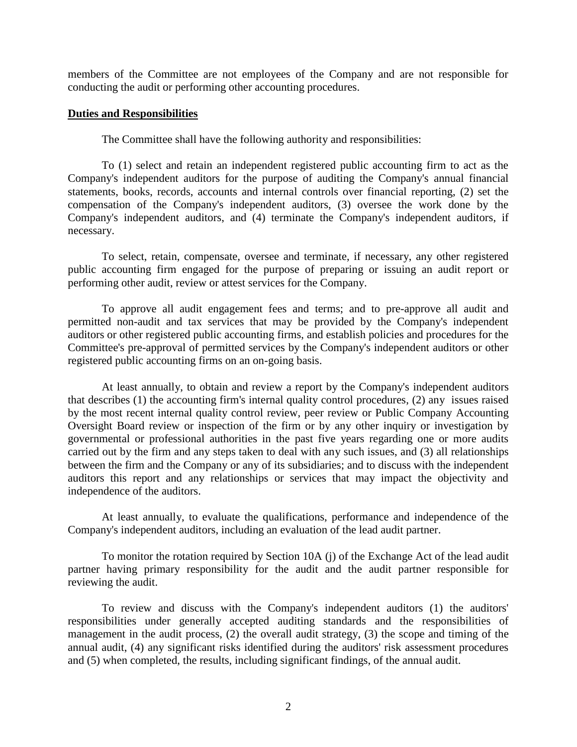members of the Committee are not employees of the Company and are not responsible for conducting the audit or performing other accounting procedures.

**Duties and Responsibilities**

The Committee shall have the following authority and responsibilities:

To (1) select and retain an independent registered public accounting firm to act as the Company's independent auditors for the purpose of auditing the Company's annual financial statements, books, records, accounts and internal controls over financial reporting, (2) set the compensation of the Company's independent auditors, (3) oversee the work done by the Company's independent auditors, and (4) terminate the Company's independent auditors, if necessary.

To select, retain, compensate, oversee and terminate, if necessary, any other registered public accounting firm engaged for the purpose of preparing or issuing an audit report or performing other audit, review or attest services for the Company.

To approve all audit engagement fees and terms; and to pre-approve all audit and permitted non-audit and tax services that may be provided by the Company's independent auditors or other registered public accounting firms, and establish policies and procedures for the Committee's pre-approval of permitted services by the Company's independent auditors or other registered public accounting firms on an on-going basis.

At least annually, to obtain and review a report by the Company's independent auditors that describes (1) the accounting firm's internal quality control procedures, (2) any issues raised by the most recent internal quality control review, peer review or Public Company Accounting Oversight Board review or inspection of the firm or by any other inquiry or investigation by governmental or professional authorities in the past five years regarding one or more audits carried out by the firm and any steps taken to deal with any such issues, and (3) all relationships between the firm and the Company or any of its subsidiaries; and to discuss with the independent auditors this report and any relationships or services that may impact the objectivity and independence of the auditors.

At least annually, to evaluate the qualifications, performance and independence of the Company's independent auditors, including an evaluation of the lead audit partner.

To monitor the rotation required by Section 10A (j) of the Exchange Act of the lead audit partner having primary responsibility for the audit and the audit partner responsible for reviewing the audit.

To review and discuss with the Company's independent auditors (1) the auditors' responsibilities under generally accepted auditing standards and the responsibilities of management in the audit process, (2) the overall audit strategy, (3) the scope and timing of the annual audit, (4) any significant risks identified during the auditors' risk assessment procedures and (5) when completed, the results, including significant findings, of the annual audit.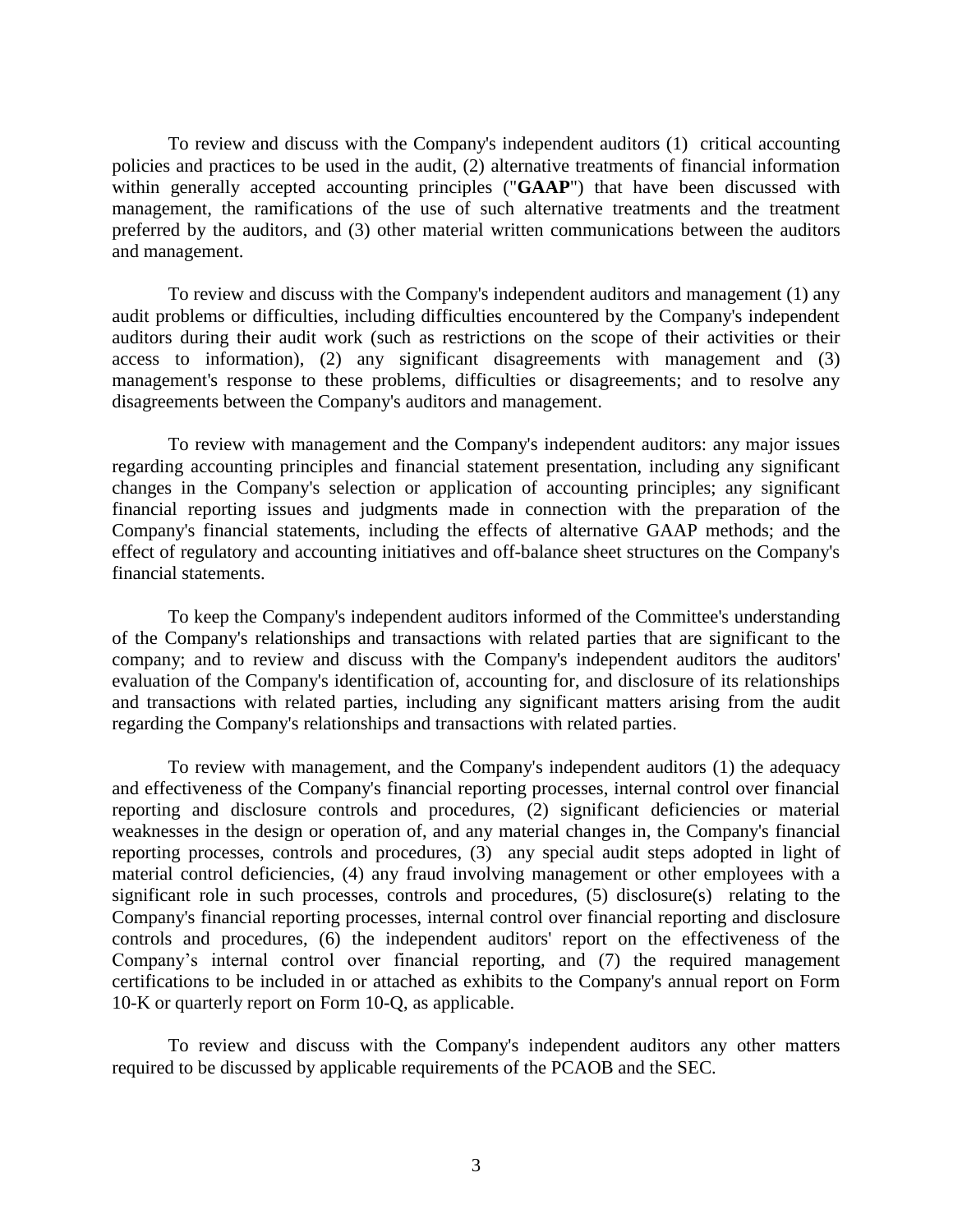To review and discuss with the Company's independent auditors (1) critical accounting policies and practices to be used in the audit, (2) alternative treatments of financial information within generally accepted accounting principles ("**GAAP**") that have been discussed with management, the ramifications of the use of such alternative treatments and the treatment preferred by the auditors, and (3) other material written communications between the auditors and management.

To review and discuss with the Company's independent auditors and management (1) any audit problems or difficulties, including difficulties encountered by the Company's independent auditors during their audit work (such as restrictions on the scope of their activities or their access to information), (2) any significant disagreements with management and (3) management's response to these problems, difficulties or disagreements; and to resolve any disagreements between the Company's auditors and management.

To review with management and the Company's independent auditors: any major issues regarding accounting principles and financial statement presentation, including any significant changes in the Company's selection or application of accounting principles; any significant financial reporting issues and judgments made in connection with the preparation of the Company's financial statements, including the effects of alternative GAAP methods; and the effect of regulatory and accounting initiatives and off-balance sheet structures on the Company's financial statements.

To keep the Company's independent auditors informed of the Committee's understanding of the Company's relationships and transactions with related parties that are significant to the company; and to review and discuss with the Company's independent auditors the auditors' evaluation of the Company's identification of, accounting for, and disclosure of its relationships and transactions with related parties, including any significant matters arising from the audit regarding the Company's relationships and transactions with related parties.

To review with management, and the Company's independent auditors (1) the adequacy and effectiveness of the Company's financial reporting processes, internal control over financial reporting and disclosure controls and procedures, (2) significant deficiencies or material weaknesses in the design or operation of, and any material changes in, the Company's financial reporting processes, controls and procedures, (3) any special audit steps adopted in light of material control deficiencies, (4) any fraud involving management or other employees with a significant role in such processes, controls and procedures, (5) disclosure(s) relating to the Company's financial reporting processes, internal control over financial reporting and disclosure controls and procedures, (6) the independent auditors' report on the effectiveness of the Company's internal control over financial reporting, and (7) the required management certifications to be included in or attached as exhibits to the Company's annual report on Form 10-K or quarterly report on Form 10-Q, as applicable.

To review and discuss with the Company's independent auditors any other matters required to be discussed by applicable requirements of the PCAOB and the SEC.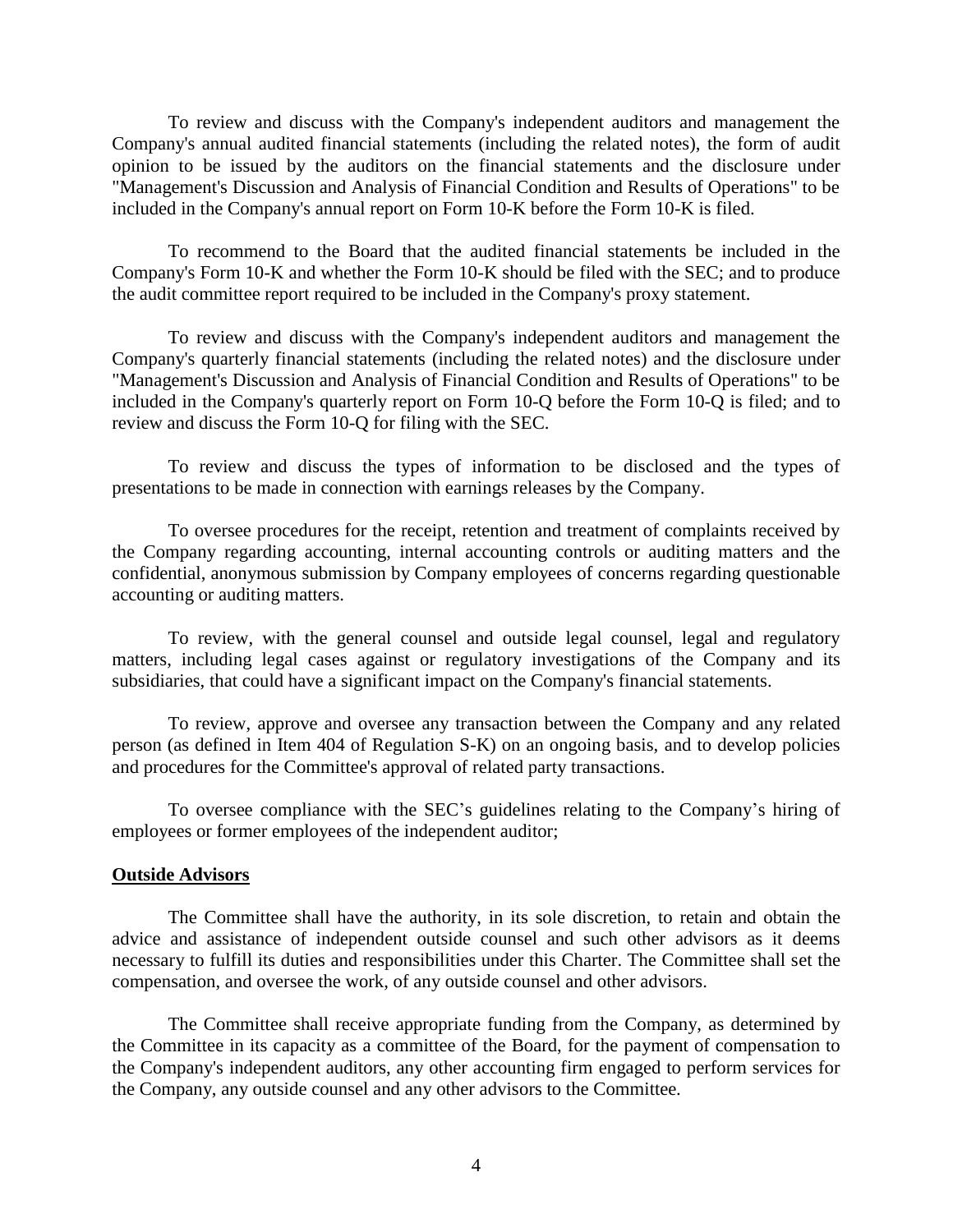To review and discuss with the Company's independent auditors and management the Company's annual audited financial statements (including the related notes), the form of audit opinion to be issued by the auditors on the financial statements and the disclosure under "Management's Discussion and Analysis of Financial Condition and Results of Operations" to be included in the Company's annual report on Form 10-K before the Form 10-K is filed.

To recommend to the Board that the audited financial statements be included in the Company's Form 10-K and whether the Form 10-K should be filed with the SEC; and to produce the audit committee report required to be included in the Company's proxy statement.

To review and discuss with the Company's independent auditors and management the Company's quarterly financial statements (including the related notes) and the disclosure under "Management's Discussion and Analysis of Financial Condition and Results of Operations" to be included in the Company's quarterly report on Form 10-Q before the Form 10-Q is filed; and to review and discuss the Form 10-Q for filing with the SEC.

To review and discuss the types of information to be disclosed and the types of presentations to be made in connection with earnings releases by the Company.

To oversee procedures for the receipt, retention and treatment of complaints received by the Company regarding accounting, internal accounting controls or auditing matters and the confidential, anonymous submission by Company employees of concerns regarding questionable accounting or auditing matters.

To review, with the general counsel and outside legal counsel, legal and regulatory matters, including legal cases against or regulatory investigations of the Company and its subsidiaries, that could have a significant impact on the Company's financial statements.

To review, approve and oversee any transaction between the Company and any related person (as defined in Item 404 of Regulation S-K) on an ongoing basis, and to develop policies and procedures for the Committee's approval of related party transactions.

To oversee compliance with the SEC's guidelines relating to the Company's hiring of employees or former employees of the independent auditor;

**Outside Advisors**

The Committee shall have the authority, in its sole discretion, to retain and obtain the advice and assistance of independent outside counsel and such other advisors as it deems necessary to fulfill its duties and responsibilities under this Charter. The Committee shall set the compensation, and oversee the work, of any outside counsel and other advisors.

The Committee shall receive appropriate funding from the Company, as determined by the Committee in its capacity as a committee of the Board, for the payment of compensation to the Company's independent auditors, any other accounting firm engaged to perform services for the Company, any outside counsel and any other advisors to the Committee.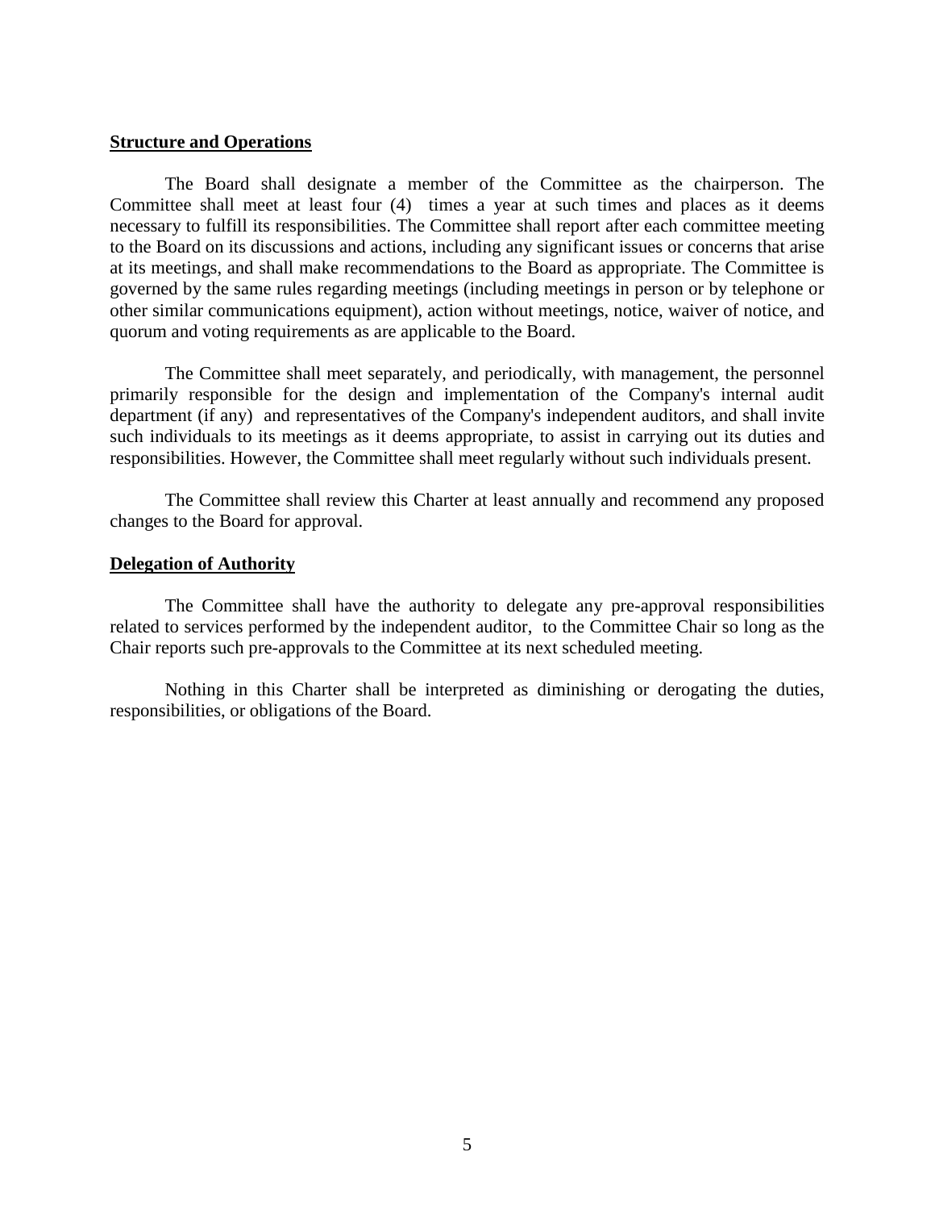## Structure and Operations

The Board shall designate a member of the Committee as the chairperson. The Committee shall meet at least four (4) times a year at such times and places as it deems necessary to fulfill its responsibilities. The Committee shall report after each committee meeting to the Board on its discussions and actions, including any significant issues or concerns that arise at its meetings, and shall make recommendations to the Board as appropriate. The Committee is governed by the same rules regarding meetings (including meetings in person or by telephone or other similar communications equipment), action without meetings, notice, waiver of notice, and quorum and voting requirements as are applicable to the Board.

The Committee shall meet separately, and periodically, with management, the personnel primarily responsible for the design and implementation of the Company's internal audit department (if any) and representatives of the Company's independent auditors, and shall invite such individuals to its meetings as it deems appropriate, to assist in carrying out its duties and responsibilities. However, the Committee shall meet regularly without such individuals present.

The Committee shall review this Charter at least annually and recommend any proposed changes to the Board for approval.

## Delegation of Authority

The Committee shall have the authority to delegate any pre-approval responsibilities related to services performed by the independent auditor, to the Committee Chair so long as the Chair reports such pre-approvals to the Committee at its next scheduled meeting.

Nothing in this Charter shall be interpreted as diminishing or derogating the duties, responsibilities, or obligations of the Board.